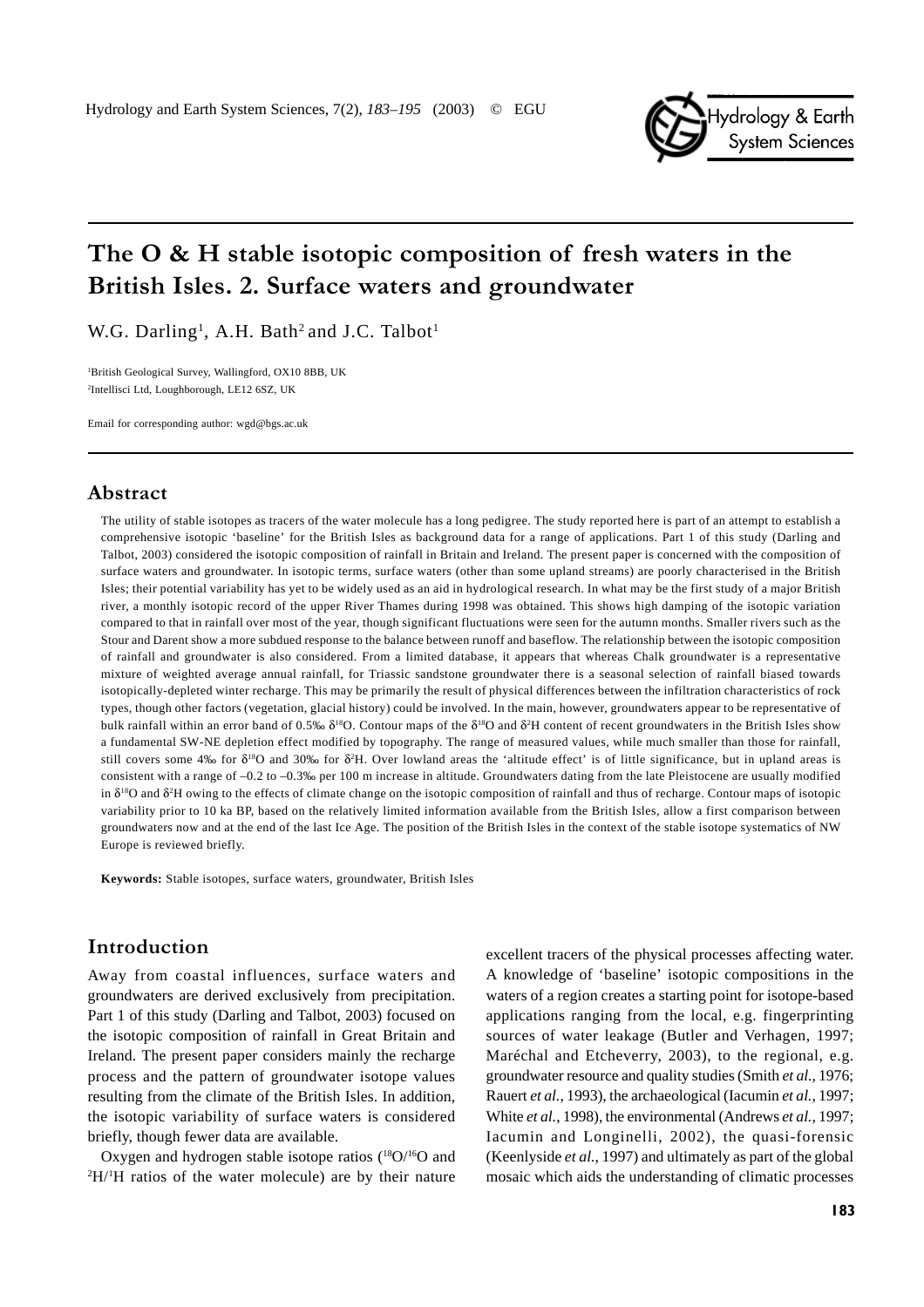# The O & H stable isotopic composition of fresh waters in the British Isles. 2. Surface waters and groundwater

W.G. Darling[1], A.H. Bath[2] and J.C. Talbot[1]

[1]British Geological Survey, Wallingford, OX10 8BB, UK
[2]Intellisci Ltd, Loughborough, LE12 6SZ, UK

Email for corresponding author: wgd@bgs.ac.uk

## Abstract

The utility of stable isotopes as tracers of the water molecule has a long pedigree. The study reported here is part of an attempt to establish a comprehensive isotopic 'baseline' for the British Isles as background data for a range of applications. Part 1 of this study (Darling and Talbot, 2003) considered the isotopic composition of rainfall in Britain and Ireland. The present paper is concerned with the composition of surface waters and groundwater. In isotopic terms, surface waters (other than some upland streams) are poorly characterised in the British Isles; their potential variability has yet to be widely used as an aid in hydrological research. In what may be the first study of a major British river, a monthly isotopic record of the upper River Thames during 1998 was obtained. This shows high damping of the isotopic variation compared to that in rainfall over most of the year, though significant fluctuations were seen for the autumn months. Smaller rivers such as the Stour and Darent show a more subdued response to the balance between runoff and baseflow. The relationship between the isotopic composition of rainfall and groundwater is also considered. From a limited database, it appears that whereas Chalk groundwater is a representative mixture of weighted average annual rainfall, for Triassic sandstone groundwater there is a seasonal selection of rainfall biased towards isotopically-depleted winter recharge. This may be primarily the result of physical differences between the infiltration characteristics of rock types, though other factors (vegetation, glacial history) could be involved. In the main, however, groundwaters appear to be representative of bulk rainfall within an error band of 0.5‰ $\delta^{18}$O. Contour maps of the $\delta^{18}$O and $\delta^{2}$H content of recent groundwaters in the British Isles show a fundamental SW-NE depletion effect modified by topography. The range of measured values, while much smaller than those for rainfall, still covers some 4‰ for $\delta^{18}$O and 30‰ for $\delta^{2}$H. Over lowland areas the 'altitude effect' is of little significance, but in upland areas is consistent with a range of –0.2 to –0.3‰ per 100 m increase in altitude. Groundwaters dating from the late Pleistocene are usually modified in $\delta^{18}$O and $\delta^{2}$H owing to the effects of climate change on the isotopic composition of rainfall and thus of recharge. Contour maps of isotopic variability prior to 10 ka BP, based on the relatively limited information available from the British Isles, allow a first comparison between groundwaters now and at the end of the last Ice Age. The position of the British Isles in the context of the stable isotope systematics of NW Europe is reviewed briefly.

**Keywords:** Stable isotopes, surface waters, groundwater, British Isles

## Introduction

Away from coastal influences, surface waters and groundwaters are derived exclusively from precipitation. Part 1 of this study (Darling and Talbot, 2003) focused on the isotopic composition of rainfall in Great Britain and Ireland. The present paper considers mainly the recharge process and the pattern of groundwater isotope values resulting from the climate of the British Isles. In addition, the isotopic variability of surface waters is considered briefly, though fewer data are available.

Oxygen and hydrogen stable isotope ratios ($^{18}$O/$^{16}$O and $^{2}$H/$^{1}$H ratios of the water molecule) are by their nature excellent tracers of the physical processes affecting water. A knowledge of 'baseline' isotopic compositions in the waters of a region creates a starting point for isotope-based applications ranging from the local, e.g. fingerprinting sources of water leakage (Butler and Verhagen, 1997; Maréchal and Etcheverry, 2003), to the regional, e.g. groundwater resource and quality studies (Smith *et al.*, 1976; Rauert *et al.*, 1993), the archaeological (Iacumin *et al.*, 1997; White *et al.*, 1998), the environmental (Andrews *et al.*, 1997; Iacumin and Longinelli, 2002), the quasi-forensic (Keenlyside *et al.*, 1997) and ultimately as part of the global mosaic which aids the understanding of climatic processes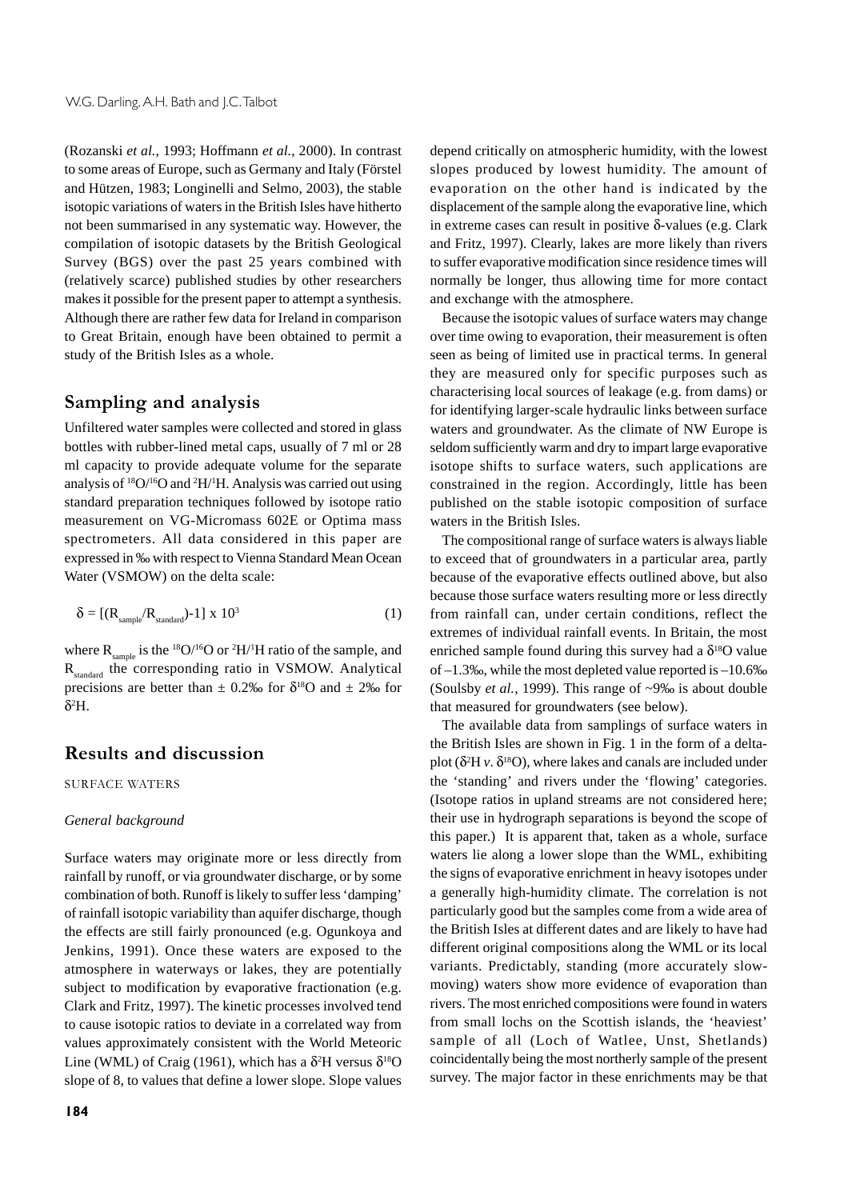(Rozanski *et al.*, 1993; Hoffmann *et al.*, 2000). In contrast to some areas of Europe, such as Germany and Italy (Förstel and Hützen, 1983; Longinelli and Selmo, 2003), the stable isotopic variations of waters in the British Isles have hitherto not been summarised in any systematic way. However, the compilation of isotopic datasets by the British Geological Survey (BGS) over the past 25 years combined with (relatively scarce) published studies by other researchers makes it possible for the present paper to attempt a synthesis. Although there are rather few data for Ireland in comparison to Great Britain, enough have been obtained to permit a study of the British Isles as a whole.

## Sampling and analysis

Unfiltered water samples were collected and stored in glass bottles with rubber-lined metal caps, usually of 7 ml or 28 ml capacity to provide adequate volume for the separate analysis of $^{18}O/^{16}O$ and $^{2}H/^{1}H$. Analysis was carried out using standard preparation techniques followed by isotope ratio measurement on VG-Micromass 602E or Optima mass spectrometers. All data considered in this paper are expressed in ‰ with respect to Vienna Standard Mean Ocean Water (VSMOW) on the delta scale:

$$\delta = [(R_{sample}/R_{standard})-1] \times 10^3 \qquad (1)$$

where $R_{sample}$ is the $^{18}O/^{16}O$ or $^{2}H/^{1}H$ ratio of the sample, and $R_{standard}$ the corresponding ratio in VSMOW. Analytical precisions are better than ± 0.2‰ for $\delta^{18}O$ and ± 2‰ for $\delta^{2}H$.

## Results and discussion

### SURFACE WATERS

#### *General background*

Surface waters may originate more or less directly from rainfall by runoff, or via groundwater discharge, or by some combination of both. Runoff is likely to suffer less 'damping' of rainfall isotopic variability than aquifer discharge, though the effects are still fairly pronounced (e.g. Ogunkoya and Jenkins, 1991). Once these waters are exposed to the atmosphere in waterways or lakes, they are potentially subject to modification by evaporative fractionation (e.g. Clark and Fritz, 1997). The kinetic processes involved tend to cause isotopic ratios to deviate in a correlated way from values approximately consistent with the World Meteoric Line (WML) of Craig (1961), which has a $\delta^{2}H$ versus $\delta^{18}O$ slope of 8, to values that define a lower slope. Slope values depend critically on atmospheric humidity, with the lowest slopes produced by lowest humidity. The amount of evaporation on the other hand is indicated by the displacement of the sample along the evaporative line, which in extreme cases can result in positive δ-values (e.g. Clark and Fritz, 1997). Clearly, lakes are more likely than rivers to suffer evaporative modification since residence times will normally be longer, thus allowing time for more contact and exchange with the atmosphere.

Because the isotopic values of surface waters may change over time owing to evaporation, their measurement is often seen as being of limited use in practical terms. In general they are measured only for specific purposes such as characterising local sources of leakage (e.g. from dams) or for identifying larger-scale hydraulic links between surface waters and groundwater. As the climate of NW Europe is seldom sufficiently warm and dry to impart large evaporative isotope shifts to surface waters, such applications are constrained in the region. Accordingly, little has been published on the stable isotopic composition of surface waters in the British Isles.

The compositional range of surface waters is always liable to exceed that of groundwaters in a particular area, partly because of the evaporative effects outlined above, but also because those surface waters resulting more or less directly from rainfall can, under certain conditions, reflect the extremes of individual rainfall events. In Britain, the most enriched sample found during this survey had a $\delta^{18}O$ value of –1.3‰, while the most depleted value reported is –10.6‰ (Soulsby *et al.*, 1999). This range of ~9‰ is about double that measured for groundwaters (see below).

The available data from samplings of surface waters in the British Isles are shown in Fig. 1 in the form of a delta-plot ($\delta^{2}H$ *v.* $\delta^{18}O$), where lakes and canals are included under the 'standing' and rivers under the 'flowing' categories. (Isotope ratios in upland streams are not considered here; their use in hydrograph separations is beyond the scope of this paper.) It is apparent that, taken as a whole, surface waters lie along a lower slope than the WML, exhibiting the signs of evaporative enrichment in heavy isotopes under a generally high-humidity climate. The correlation is not particularly good but the samples come from a wide area of the British Isles at different dates and are likely to have had different original compositions along the WML or its local variants. Predictably, standing (more accurately slow-moving) waters show more evidence of evaporation than rivers. The most enriched compositions were found in waters from small lochs on the Scottish islands, the 'heaviest' sample of all (Loch of Watlee, Unst, Shetlands) coincidentally being the most northerly sample of the present survey. The major factor in these enrichments may be that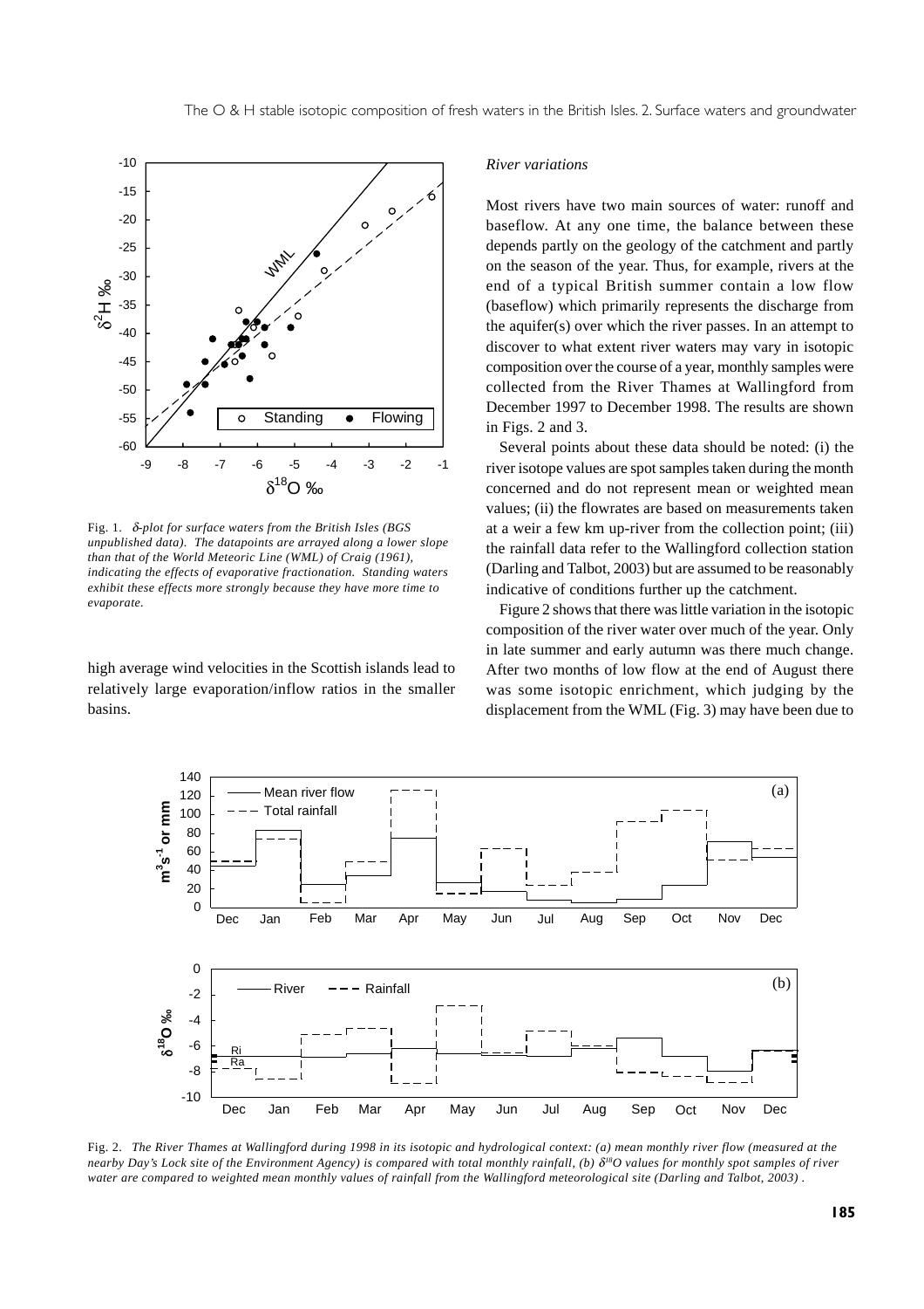Fig. 1. *δ-plot for surface waters from the British Isles (BGS unpublished data). The datapoints are arrayed along a lower slope than that of the World Meteoric Line (WML) of Craig (1961), indicating the effects of evaporative fractionation. Standing waters exhibit these effects more strongly because they have more time to evaporate.*

high average wind velocities in the Scottish islands lead to relatively large evaporation/inflow ratios in the smaller basins.

### *River variations*

Most rivers have two main sources of water: runoff and baseflow. At any one time, the balance between these depends partly on the geology of the catchment and partly on the season of the year. Thus, for example, rivers at the end of a typical British summer contain a low flow (baseflow) which primarily represents the discharge from the aquifer(s) over which the river passes. In an attempt to discover to what extent river waters may vary in isotopic composition over the course of a year, monthly samples were collected from the River Thames at Wallingford from December 1997 to December 1998. The results are shown in Figs. 2 and 3.

Several points about these data should be noted: (i) the river isotope values are spot samples taken during the month concerned and do not represent mean or weighted mean values; (ii) the flowrates are based on measurements taken at a weir a few km up-river from the collection point; (iii) the rainfall data refer to the Wallingford collection station (Darling and Talbot, 2003) but are assumed to be reasonably indicative of conditions further up the catchment.

Figure 2 shows that there was little variation in the isotopic composition of the river water over much of the year. Only in late summer and early autumn was there much change. After two months of low flow at the end of August there was some isotopic enrichment, which judging by the displacement from the WML (Fig. 3) may have been due to

Fig. 2. *The River Thames at Wallingford during 1998 in its isotopic and hydrological context: (a) mean monthly river flow (measured at the nearby Day's Lock site of the Environment Agency) is compared with total monthly rainfall, (b) $\delta^{18}O$ values for monthly spot samples of river water are compared to weighted mean monthly values of rainfall from the Wallingford meteorological site (Darling and Talbot, 2003).*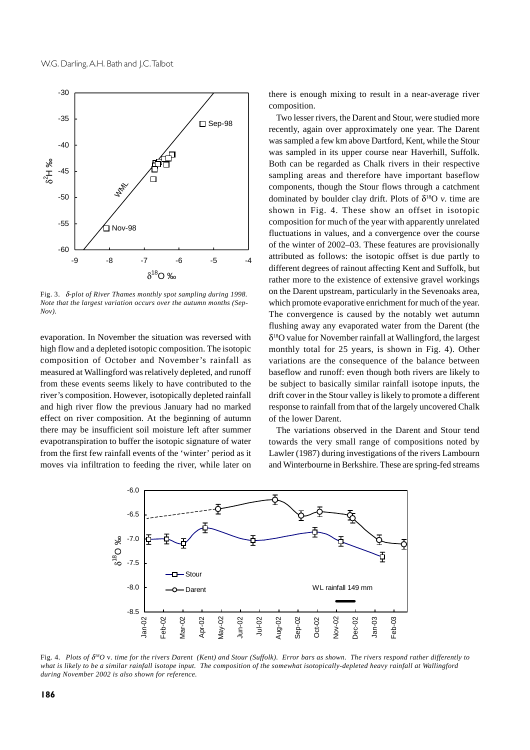Fig. 3. *δ-plot of River Thames monthly spot sampling during 1998. Note that the largest variation occurs over the autumn months (Sep-Nov).*

evaporation. In November the situation was reversed with high flow and a depleted isotopic composition. The isotopic composition of October and November's rainfall as measured at Wallingford was relatively depleted, and runoff from these events seems likely to have contributed to the river's composition. However, isotopically depleted rainfall and high river flow the previous January had no marked effect on river composition. At the beginning of autumn there may be insufficient soil moisture left after summer evapotranspiration to buffer the isotopic signature of water from the first few rainfall events of the 'winter' period as it moves via infiltration to feeding the river, while later on there is enough mixing to result in a near-average river composition.

Two lesser rivers, the Darent and Stour, were studied more recently, again over approximately one year. The Darent was sampled a few km above Dartford, Kent, while the Stour was sampled in its upper course near Haverhill, Suffolk. Both can be regarded as Chalk rivers in their respective sampling areas and therefore have important baseflow components, though the Stour flows through a catchment dominated by boulder clay drift. Plots of $\delta^{18}O$ *v.* time are shown in Fig. 4. These show an offset in isotopic composition for much of the year with apparently unrelated fluctuations in values, and a convergence over the course of the winter of 2002–03. These features are provisionally attributed as follows: the isotopic offset is due partly to different degrees of rainout affecting Kent and Suffolk, but rather more to the existence of extensive gravel workings on the Darent upstream, particularly in the Sevenoaks area, which promote evaporative enrichment for much of the year. The convergence is caused by the notably wet autumn flushing away any evaporated water from the Darent (the $\delta^{18}O$ value for November rainfall at Wallingford, the largest monthly total for 25 years, is shown in Fig. 4). Other variations are the consequence of the balance between baseflow and runoff: even though both rivers are likely to be subject to basically similar rainfall isotope inputs, the drift cover in the Stour valley is likely to promote a different response to rainfall from that of the largely uncovered Chalk of the lower Darent.

The variations observed in the Darent and Stour tend towards the very small range of compositions noted by Lawler (1987) during investigations of the rivers Lambourn and Winterbourne in Berkshire. These are spring-fed streams

Fig. 4. *Plots of $\delta^{18}O$* v. *time for the rivers Darent (Kent) and Stour (Suffolk). Error bars as shown. The rivers respond rather differently to what is likely to be a similar rainfall isotope input. The composition of the somewhat isotopically-depleted heavy rainfall at Wallingford during November 2002 is also shown for reference.*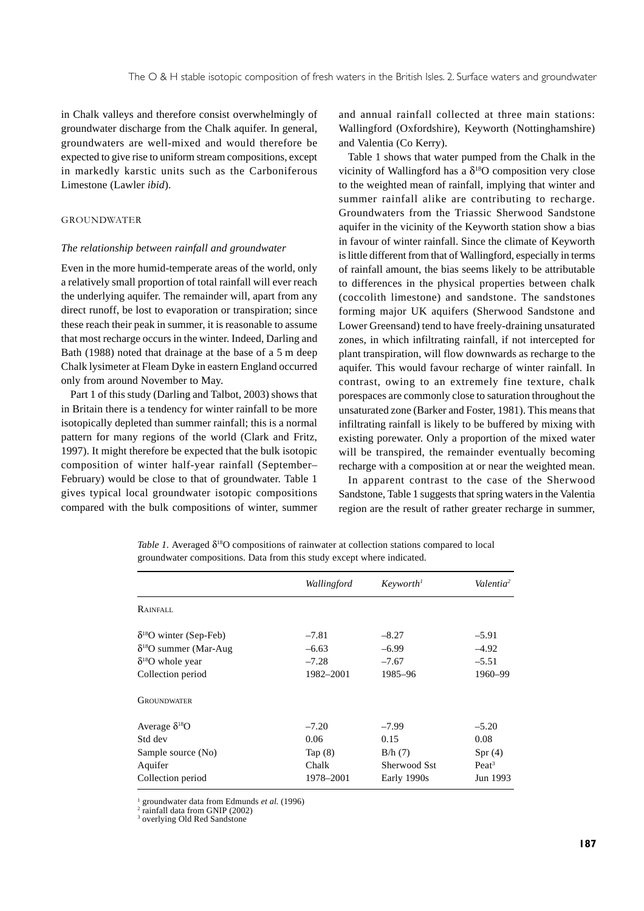in Chalk valleys and therefore consist overwhelmingly of groundwater discharge from the Chalk aquifer. In general, groundwaters are well-mixed and would therefore be expected to give rise to uniform stream compositions, except in markedly karstic units such as the Carboniferous Limestone (Lawler *ibid*).

## GROUNDWATER

### *The relationship between rainfall and groundwater*

Even in the more humid-temperate areas of the world, only a relatively small proportion of total rainfall will ever reach the underlying aquifer. The remainder will, apart from any direct runoff, be lost to evaporation or transpiration; since these reach their peak in summer, it is reasonable to assume that most recharge occurs in the winter. Indeed, Darling and Bath (1988) noted that drainage at the base of a 5 m deep Chalk lysimeter at Fleam Dyke in eastern England occurred only from around November to May.

Part 1 of this study (Darling and Talbot, 2003) shows that in Britain there is a tendency for winter rainfall to be more isotopically depleted than summer rainfall; this is a normal pattern for many regions of the world (Clark and Fritz, 1997). It might therefore be expected that the bulk isotopic composition of winter half-year rainfall (September–February) would be close to that of groundwater. Table 1 gives typical local groundwater isotopic compositions compared with the bulk compositions of winter, summer and annual rainfall collected at three main stations: Wallingford (Oxfordshire), Keyworth (Nottinghamshire) and Valentia (Co Kerry).

Table 1 shows that water pumped from the Chalk in the vicinity of Wallingford has a $\delta^{18}O$ composition very close to the weighted mean of rainfall, implying that winter and summer rainfall alike are contributing to recharge. Groundwaters from the Triassic Sherwood Sandstone aquifer in the vicinity of the Keyworth station show a bias in favour of winter rainfall. Since the climate of Keyworth is little different from that of Wallingford, especially in terms of rainfall amount, the bias seems likely to be attributable to differences in the physical properties between chalk (coccolith limestone) and sandstone. The sandstones forming major UK aquifers (Sherwood Sandstone and Lower Greensand) tend to have freely-draining unsaturated zones, in which infiltrating rainfall, if not intercepted for plant transpiration, will flow downwards as recharge to the aquifer. This would favour recharge of winter rainfall. In contrast, owing to an extremely fine texture, chalk porespaces are commonly close to saturation throughout the unsaturated zone (Barker and Foster, 1981). This means that infiltrating rainfall is likely to be buffered by mixing with existing porewater. Only a proportion of the mixed water will be transpired, the remainder eventually becoming recharge with a composition at or near the weighted mean.

In apparent contrast to the case of the Sherwood Sandstone, Table 1 suggests that spring waters in the Valentia region are the result of rather greater recharge in summer,

*Table 1.* Averaged $\delta^{18}O$ compositions of rainwater at collection stations compared to local groundwater compositions. Data from this study except where indicated.

| | *Wallingford* | *Keyworth*[1] | *Valentia*[2] |
|---|---|---|---|
| RAINFALL | | | |
| $\delta^{18}O$ winter (Sep-Feb) | –7.81 | –8.27 | –5.91 |
| $\delta^{18}O$ summer (Mar-Aug | –6.63 | –6.99 | –4.92 |
| $\delta^{18}O$ whole year | –7.28 | –7.67 | –5.51 |
| Collection period | 1982–2001 | 1985–96 | 1960–99 |
| GROUNDWATER | | | |
| Average $\delta^{18}O$ | –7.20 | –7.99 | –5.20 |
| Std dev | 0.06 | 0.15 | 0.08 |
| Sample source (No) | Tap (8) | B/h (7) | Spr (4) |
| Aquifer | Chalk | Sherwood Sst | Peat[3] |
| Collection period | 1978–2001 | Early 1990s | Jun 1993 |

[1] groundwater data from Edmunds *et al.* (1996)
[2] rainfall data from GNIP (2002)
[3] overlying Old Red Sandstone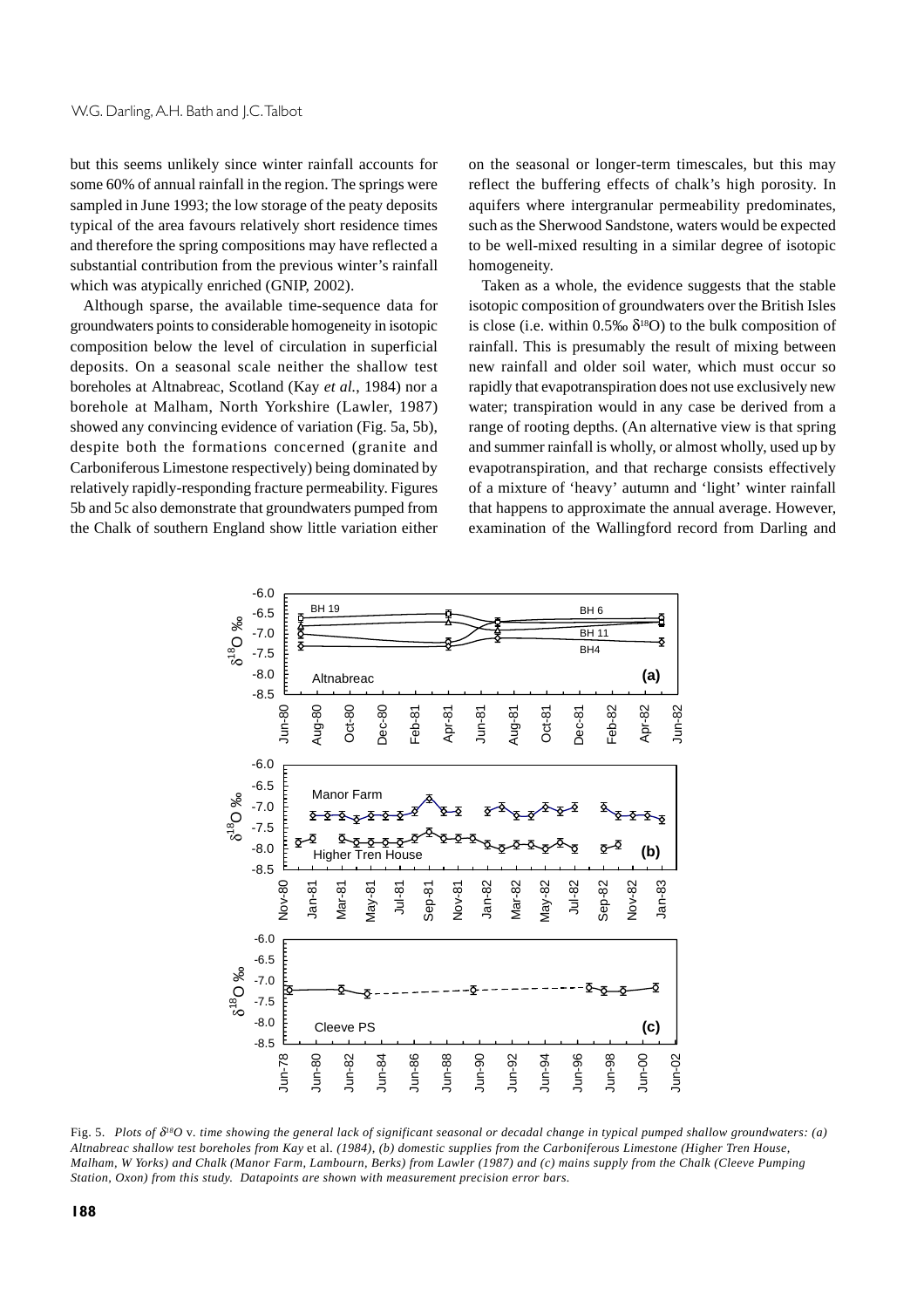but this seems unlikely since winter rainfall accounts for some 60% of annual rainfall in the region. The springs were sampled in June 1993; the low storage of the peaty deposits typical of the area favours relatively short residence times and therefore the spring compositions may have reflected a substantial contribution from the previous winter's rainfall which was atypically enriched (GNIP, 2002).

Although sparse, the available time-sequence data for groundwaters points to considerable homogeneity in isotopic composition below the level of circulation in superficial deposits. On a seasonal scale neither the shallow test boreholes at Altnabreac, Scotland (Kay *et al.*, 1984) nor a borehole at Malham, North Yorkshire (Lawler, 1987) showed any convincing evidence of variation (Fig. 5a, 5b), despite both the formations concerned (granite and Carboniferous Limestone respectively) being dominated by relatively rapidly-responding fracture permeability. Figures 5b and 5c also demonstrate that groundwaters pumped from the Chalk of southern England show little variation either on the seasonal or longer-term timescales, but this may reflect the buffering effects of chalk's high porosity. In aquifers where intergranular permeability predominates, such as the Sherwood Sandstone, waters would be expected to be well-mixed resulting in a similar degree of isotopic homogeneity.

Taken as a whole, the evidence suggests that the stable isotopic composition of groundwaters over the British Isles is close (i.e. within 0.5‰ $\delta^{18}$O) to the bulk composition of rainfall. This is presumably the result of mixing between new rainfall and older soil water, which must occur so rapidly that evapotranspiration does not use exclusively new water; transpiration would in any case be derived from a range of rooting depths. (An alternative view is that spring and summer rainfall is wholly, or almost wholly, used up by evapotranspiration, and that recharge consists effectively of a mixture of 'heavy' autumn and 'light' winter rainfall that happens to approximate the annual average. However, examination of the Wallingford record from Darling and

Fig. 5. *Plots of $\delta^{18}O$* v. *time showing the general lack of significant seasonal or decadal change in typical pumped shallow groundwaters: (a) Altnabreac shallow test boreholes from Kay* et al. *(1984), (b) domestic supplies from the Carboniferous Limestone (Higher Tren House, Malham, W Yorks) and Chalk (Manor Farm, Lambourn, Berks) from Lawler (1987) and (c) mains supply from the Chalk (Cleeve Pumping Station, Oxon) from this study. Datapoints are shown with measurement precision error bars.*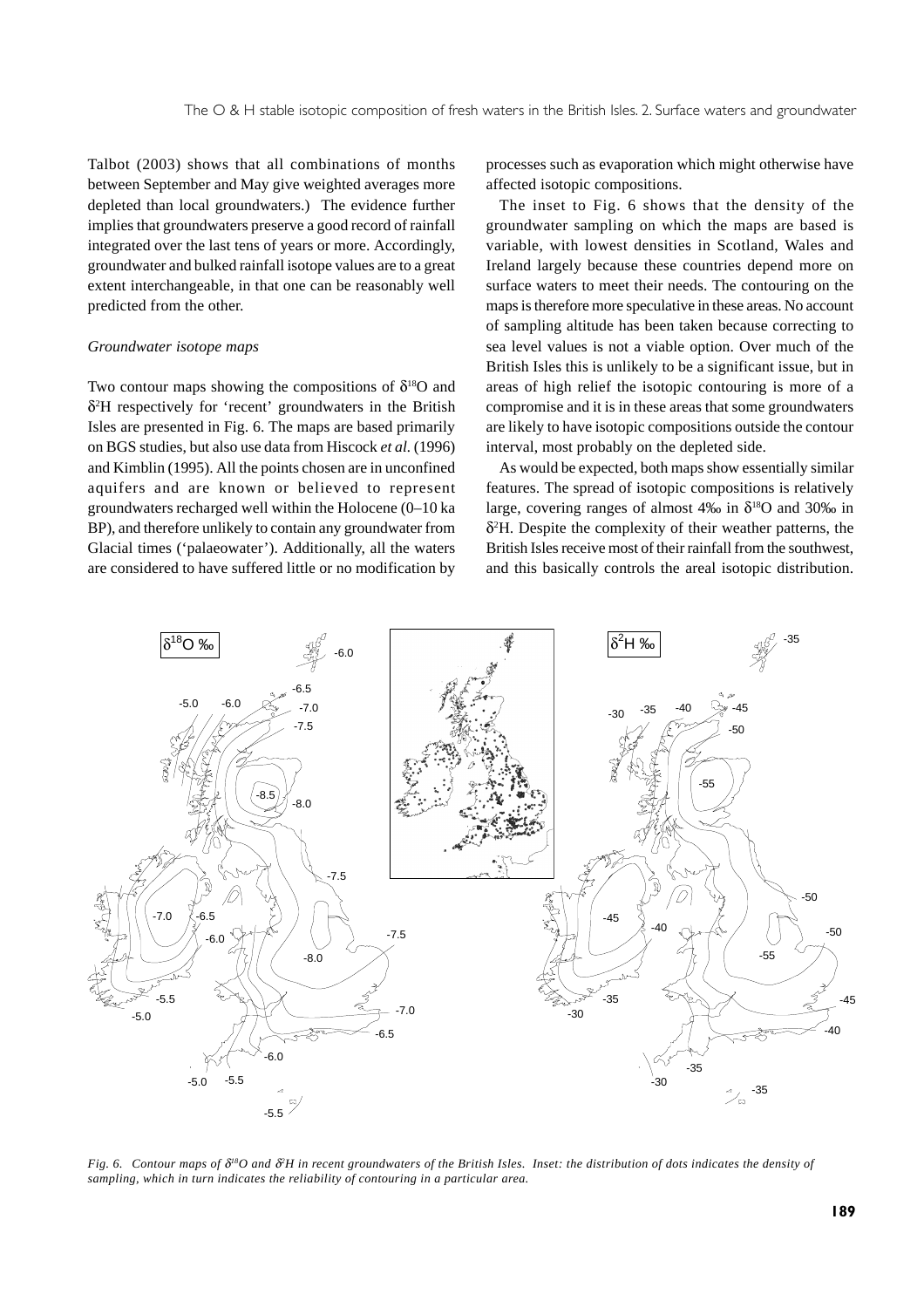Talbot (2003) shows that all combinations of months between September and May give weighted averages more depleted than local groundwaters.) The evidence further implies that groundwaters preserve a good record of rainfall integrated over the last tens of years or more. Accordingly, groundwater and bulked rainfall isotope values are to a great extent interchangeable, in that one can be reasonably well predicted from the other.

*Groundwater isotope maps*

Two contour maps showing the compositions of $\delta^{18}O$ and $\delta^{2}H$ respectively for 'recent' groundwaters in the British Isles are presented in Fig. 6. The maps are based primarily on BGS studies, but also use data from Hiscock *et al.* (1996) and Kimblin (1995). All the points chosen are in unconfined aquifers and are known or believed to represent groundwaters recharged well within the Holocene (0–10 ka BP), and therefore unlikely to contain any groundwater from Glacial times ('palaeowater'). Additionally, all the waters are considered to have suffered little or no modification by processes such as evaporation which might otherwise have affected isotopic compositions.

The inset to Fig. 6 shows that the density of the groundwater sampling on which the maps are based is variable, with lowest densities in Scotland, Wales and Ireland largely because these countries depend more on surface waters to meet their needs. The contouring on the maps is therefore more speculative in these areas. No account of sampling altitude has been taken because correcting to sea level values is not a viable option. Over much of the British Isles this is unlikely to be a significant issue, but in areas of high relief the isotopic contouring is more of a compromise and it is in these areas that some groundwaters are likely to have isotopic compositions outside the contour interval, most probably on the depleted side.

As would be expected, both maps show essentially similar features. The spread of isotopic compositions is relatively large, covering ranges of almost 4‰ in $\delta^{18}O$ and 30‰ in $\delta^{2}H$. Despite the complexity of their weather patterns, the British Isles receive most of their rainfall from the southwest, and this basically controls the areal isotopic distribution.

*Fig. 6. Contour maps of $\delta^{18}O$ and $\delta^{2}H$ in recent groundwaters of the British Isles. Inset: the distribution of dots indicates the density of sampling, which in turn indicates the reliability of contouring in a particular area.*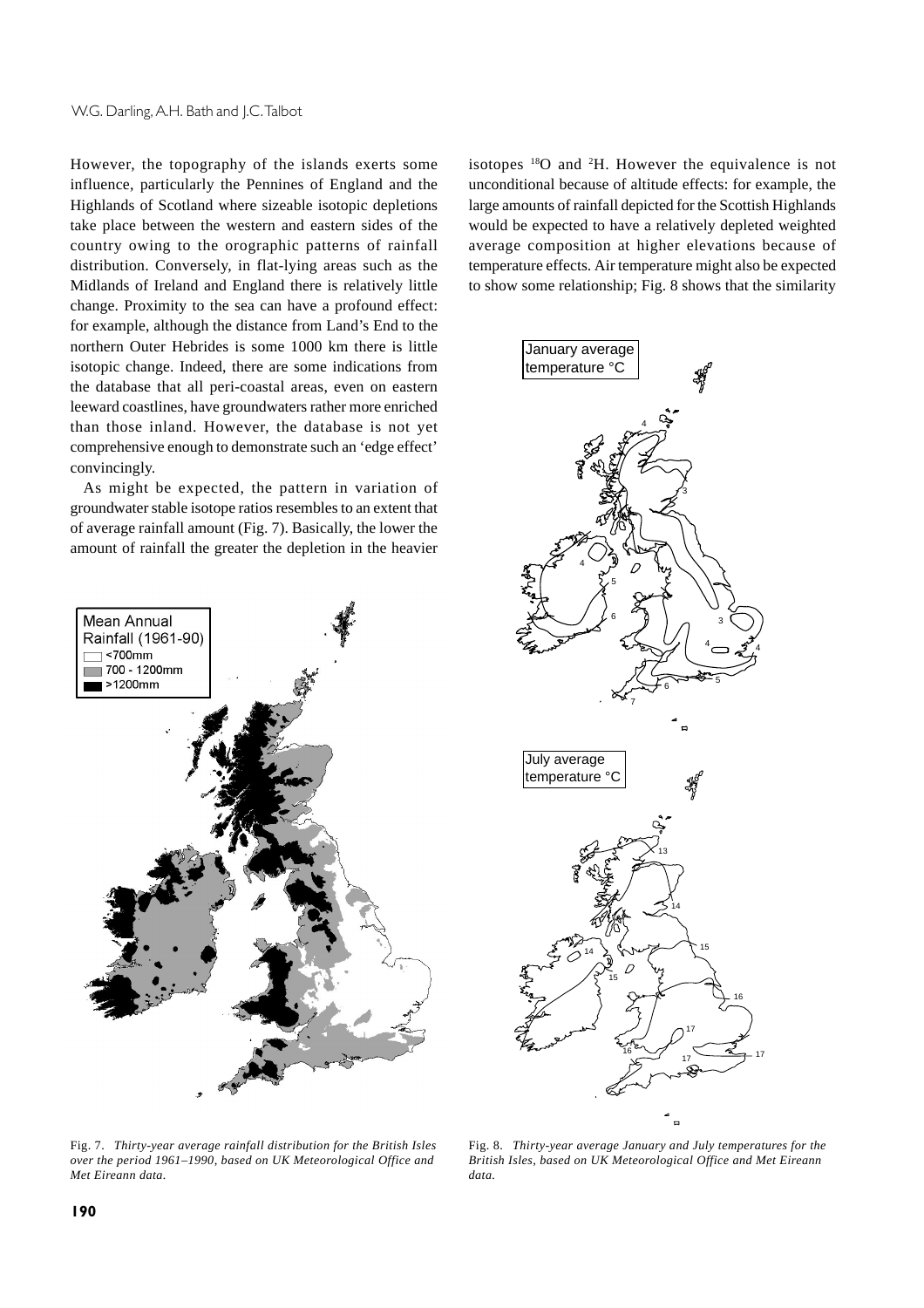However, the topography of the islands exerts some influence, particularly the Pennines of England and the Highlands of Scotland where sizeable isotopic depletions take place between the western and eastern sides of the country owing to the orographic patterns of rainfall distribution. Conversely, in flat-lying areas such as the Midlands of Ireland and England there is relatively little change. Proximity to the sea can have a profound effect: for example, although the distance from Land's End to the northern Outer Hebrides is some 1000 km there is little isotopic change. Indeed, there are some indications from the database that all peri-coastal areas, even on eastern leeward coastlines, have groundwaters rather more enriched than those inland. However, the database is not yet comprehensive enough to demonstrate such an 'edge effect' convincingly.

As might be expected, the pattern in variation of groundwater stable isotope ratios resembles to an extent that of average rainfall amount (Fig. 7). Basically, the lower the amount of rainfall the greater the depletion in the heavier isotopes $^{18}O$ and $^{2}H$. However the equivalence is not unconditional because of altitude effects: for example, the large amounts of rainfall depicted for the Scottish Highlands would be expected to have a relatively depleted weighted average composition at higher elevations because of temperature effects. Air temperature might also be expected to show some relationship; Fig. 8 shows that the similarity

Fig. 7. *Thirty-year average rainfall distribution for the British Isles over the period 1961–1990, based on UK Meteorological Office and Met Eireann data.*

Fig. 8. *Thirty-year average January and July temperatures for the British Isles, based on UK Meteorological Office and Met Eireann data.*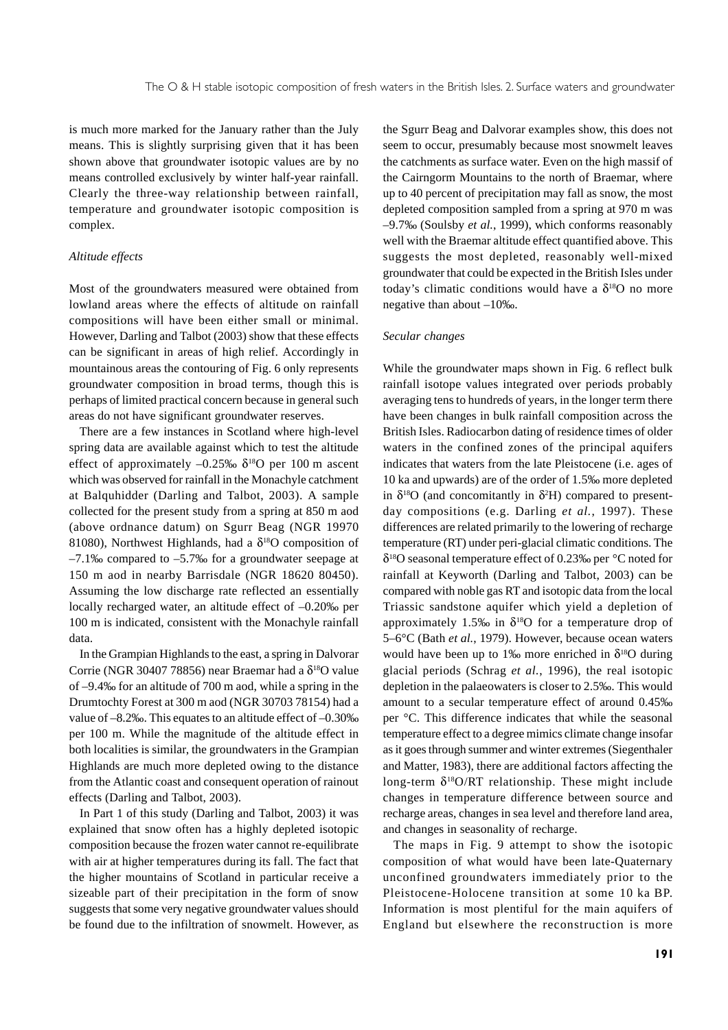is much more marked for the January rather than the July means. This is slightly surprising given that it has been shown above that groundwater isotopic values are by no means controlled exclusively by winter half-year rainfall. Clearly the three-way relationship between rainfall, temperature and groundwater isotopic composition is complex.

*Altitude effects*

Most of the groundwaters measured were obtained from lowland areas where the effects of altitude on rainfall compositions will have been either small or minimal. However, Darling and Talbot (2003) show that these effects can be significant in areas of high relief. Accordingly in mountainous areas the contouring of Fig. 6 only represents groundwater composition in broad terms, though this is perhaps of limited practical concern because in general such areas do not have significant groundwater reserves.

There are a few instances in Scotland where high-level spring data are available against which to test the altitude effect of approximately –0.25‰ $\delta^{18}O$ per 100 m ascent which was observed for rainfall in the Monachyle catchment at Balquhidder (Darling and Talbot, 2003). A sample collected for the present study from a spring at 850 m aod (above ordnance datum) on Sgurr Beag (NGR 19970 81080), Northwest Highlands, had a $\delta^{18}O$ composition of –7.1‰ compared to –5.7‰ for a groundwater seepage at 150 m aod in nearby Barrisdale (NGR 18620 80450). Assuming the low discharge rate reflected an essentially locally recharged water, an altitude effect of –0.20‰ per 100 m is indicated, consistent with the Monachyle rainfall data.

In the Grampian Highlands to the east, a spring in Dalvorar Corrie (NGR 30407 78856) near Braemar had a $\delta^{18}O$ value of –9.4‰ for an altitude of 700 m aod, while a spring in the Drumtochty Forest at 300 m aod (NGR 30703 78154) had a value of –8.2‰. This equates to an altitude effect of –0.30‰ per 100 m. While the magnitude of the altitude effect in both localities is similar, the groundwaters in the Grampian Highlands are much more depleted owing to the distance from the Atlantic coast and consequent operation of rainout effects (Darling and Talbot, 2003).

In Part 1 of this study (Darling and Talbot, 2003) it was explained that snow often has a highly depleted isotopic composition because the frozen water cannot re-equilibrate with air at higher temperatures during its fall. The fact that the higher mountains of Scotland in particular receive a sizeable part of their precipitation in the form of snow suggests that some very negative groundwater values should be found due to the infiltration of snowmelt. However, as the Sgurr Beag and Dalvorar examples show, this does not seem to occur, presumably because most snowmelt leaves the catchments as surface water. Even on the high massif of the Cairngorm Mountains to the north of Braemar, where up to 40 percent of precipitation may fall as snow, the most depleted composition sampled from a spring at 970 m was –9.7‰ (Soulsby *et al.*, 1999), which conforms reasonably well with the Braemar altitude effect quantified above. This suggests the most depleted, reasonably well-mixed groundwater that could be expected in the British Isles under today's climatic conditions would have a $\delta^{18}O$ no more negative than about –10‰.

*Secular changes*

While the groundwater maps shown in Fig. 6 reflect bulk rainfall isotope values integrated over periods probably averaging tens to hundreds of years, in the longer term there have been changes in bulk rainfall composition across the British Isles. Radiocarbon dating of residence times of older waters in the confined zones of the principal aquifers indicates that waters from the late Pleistocene (i.e. ages of 10 ka and upwards) are of the order of 1.5‰ more depleted in $\delta^{18}O$ (and concomitantly in $\delta^{2}H$) compared to present-day compositions (e.g. Darling *et al.*, 1997). These differences are related primarily to the lowering of recharge temperature (RT) under peri-glacial climatic conditions. The $\delta^{18}O$ seasonal temperature effect of 0.23‰ per °C noted for rainfall at Keyworth (Darling and Talbot, 2003) can be compared with noble gas RT and isotopic data from the local Triassic sandstone aquifer which yield a depletion of approximately 1.5‰ in $\delta^{18}O$ for a temperature drop of 5–6°C (Bath *et al.*, 1979). However, because ocean waters would have been up to 1‰ more enriched in $\delta^{18}O$ during glacial periods (Schrag *et al.*, 1996), the real isotopic depletion in the palaeowaters is closer to 2.5‰. This would amount to a secular temperature effect of around 0.45‰ per °C. This difference indicates that while the seasonal temperature effect to a degree mimics climate change insofar as it goes through summer and winter extremes (Siegenthaler and Matter, 1983), there are additional factors affecting the long-term $\delta^{18}O$/RT relationship. These might include changes in temperature difference between source and recharge areas, changes in sea level and therefore land area, and changes in seasonality of recharge.

The maps in Fig. 9 attempt to show the isotopic composition of what would have been late-Quaternary unconfined groundwaters immediately prior to the Pleistocene-Holocene transition at some 10 ka BP. Information is most plentiful for the main aquifers of England but elsewhere the reconstruction is more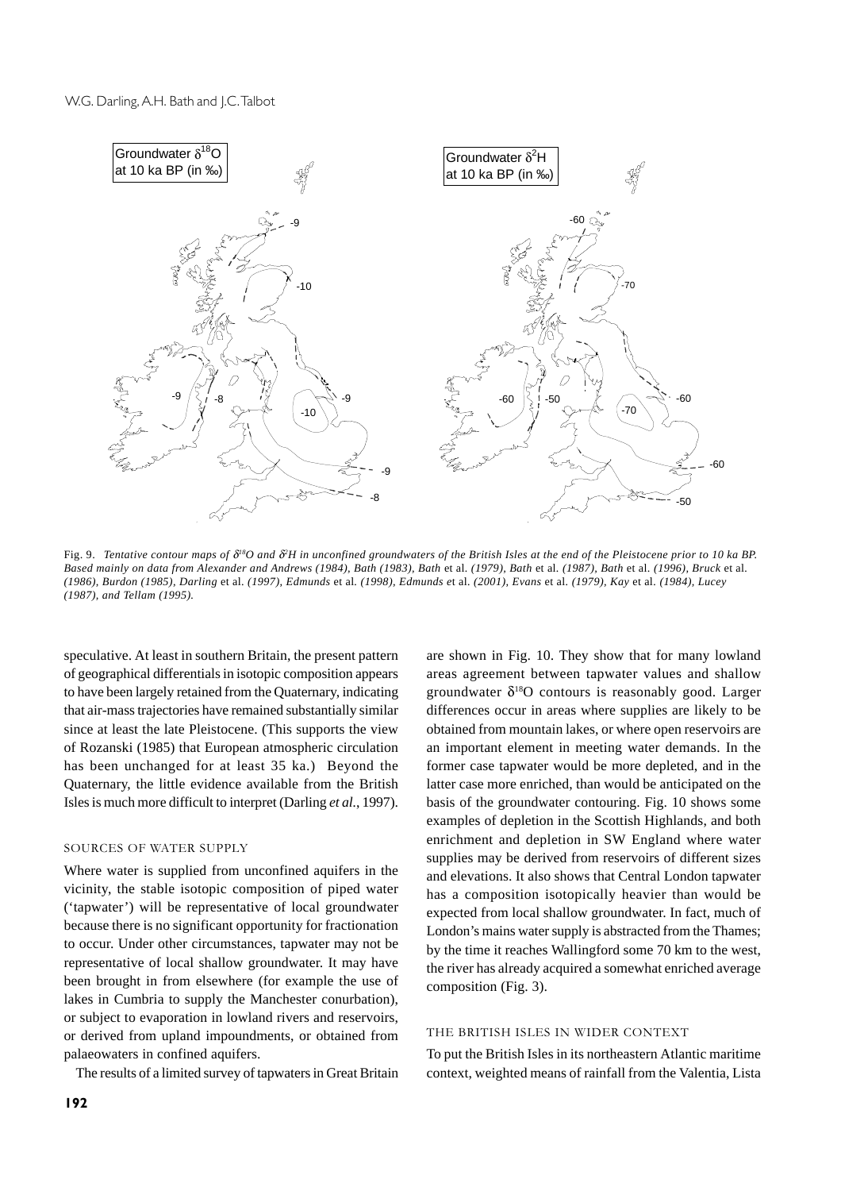Fig. 9. *Tentative contour maps of $\delta^{18}O$ and $\delta^{2}H$ in unconfined groundwaters of the British Isles at the end of the Pleistocene prior to 10 ka BP. Based mainly on data from Alexander and Andrews (1984), Bath (1983), Bath* et al. *(1979), Bath* et al. *(1987), Bath* et al. *(1996), Bruck* et al. *(1986), Burdon (1985), Darling* et al. *(1997), Edmunds* et al. *(1998), Edmunds* et al. *(2001), Evans* et al. *(1979), Kay* et al. *(1984), Lucey (1987), and Tellam (1995).*

speculative. At least in southern Britain, the present pattern of geographical differentials in isotopic composition appears to have been largely retained from the Quaternary, indicating that air-mass trajectories have remained substantially similar since at least the late Pleistocene. (This supports the view of Rozanski (1985) that European atmospheric circulation has been unchanged for at least 35 ka.) Beyond the Quaternary, the little evidence available from the British Isles is much more difficult to interpret (Darling *et al.*, 1997).

## SOURCES OF WATER SUPPLY

Where water is supplied from unconfined aquifers in the vicinity, the stable isotopic composition of piped water ('tapwater') will be representative of local groundwater because there is no significant opportunity for fractionation to occur. Under other circumstances, tapwater may not be representative of local shallow groundwater. It may have been brought in from elsewhere (for example the use of lakes in Cumbria to supply the Manchester conurbation), or subject to evaporation in lowland rivers and reservoirs, or derived from upland impoundments, or obtained from palaeowaters in confined aquifers.

The results of a limited survey of tapwaters in Great Britain are shown in Fig. 10. They show that for many lowland areas agreement between tapwater values and shallow groundwater $\delta^{18}O$ contours is reasonably good. Larger differences occur in areas where supplies are likely to be obtained from mountain lakes, or where open reservoirs are an important element in meeting water demands. In the former case tapwater would be more depleted, and in the latter case more enriched, than would be anticipated on the basis of the groundwater contouring. Fig. 10 shows some examples of depletion in the Scottish Highlands, and both enrichment and depletion in SW England where water supplies may be derived from reservoirs of different sizes and elevations. It also shows that Central London tapwater has a composition isotopically heavier than would be expected from local shallow groundwater. In fact, much of London's mains water supply is abstracted from the Thames; by the time it reaches Wallingford some 70 km to the west, the river has already acquired a somewhat enriched average composition (Fig. 3).

## THE BRITISH ISLES IN WIDER CONTEXT

To put the British Isles in its northeastern Atlantic maritime context, weighted means of rainfall from the Valentia, Lista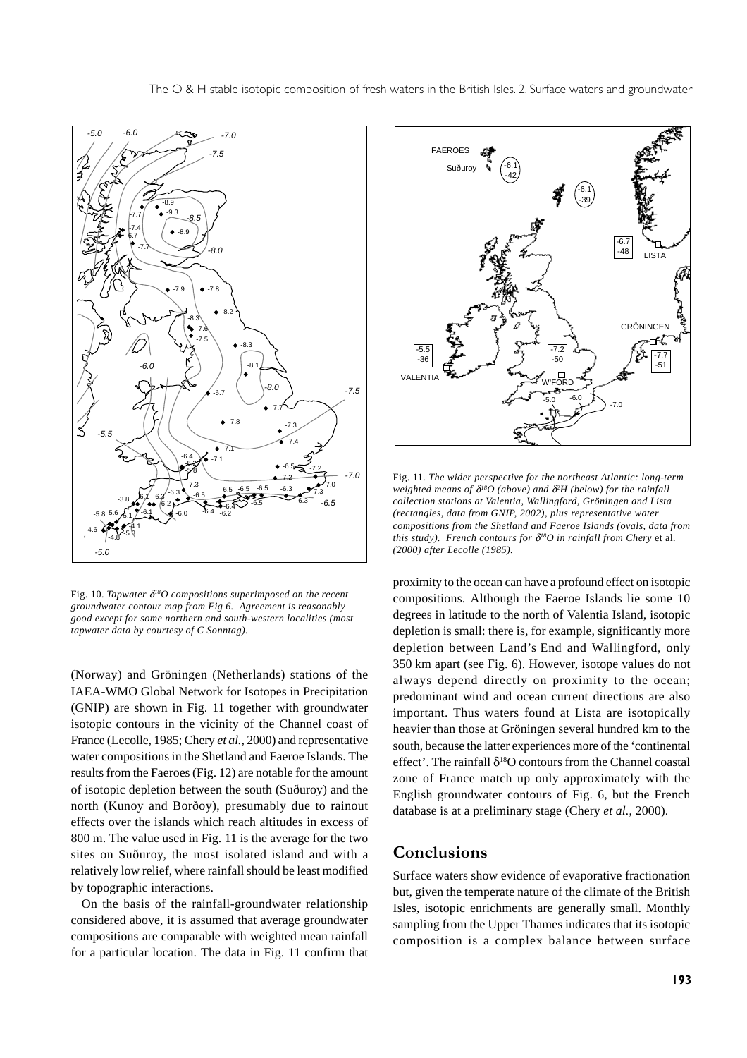Fig. 10. *Tapwater $\delta^{18}O$ compositions superimposed on the recent groundwater contour map from Fig 6. Agreement is reasonably good except for some northern and south-western localities (most tapwater data by courtesy of C Sonntag).*

Fig. 11. *The wider perspective for the northeast Atlantic: long-term weighted means of $\delta^{18}O$ (above) and $\delta^{2}H$ (below) for the rainfall collection stations at Valentia, Wallingford, Gröningen and Lista (rectangles, data from GNIP, 2002), plus representative water compositions from the Shetland and Faeroe Islands (ovals, data from this study). French contours for $\delta^{18}O$ in rainfall from Chery* et al. *(2000) after Lecolle (1985).*

(Norway) and Gröningen (Netherlands) stations of the IAEA-WMO Global Network for Isotopes in Precipitation (GNIP) are shown in Fig. 11 together with groundwater isotopic contours in the vicinity of the Channel coast of France (Lecolle, 1985; Chery *et al.*, 2000) and representative water compositions in the Shetland and Faeroe Islands. The results from the Faeroes (Fig. 12) are notable for the amount of isotopic depletion between the south (Suðuroy) and the north (Kunoy and Borðoy), presumably due to rainout effects over the islands which reach altitudes in excess of 800 m. The value used in Fig. 11 is the average for the two sites on Suðuroy, the most isolated island and with a relatively low relief, where rainfall should be least modified by topographic interactions.

On the basis of the rainfall-groundwater relationship considered above, it is assumed that average groundwater compositions are comparable with weighted mean rainfall for a particular location. The data in Fig. 11 confirm that proximity to the ocean can have a profound effect on isotopic compositions. Although the Faeroe Islands lie some 10 degrees in latitude to the north of Valentia Island, isotopic depletion is small: there is, for example, significantly more depletion between Land's End and Wallingford, only 350 km apart (see Fig. 6). However, isotope values do not always depend directly on proximity to the ocean; predominant wind and ocean current directions are also important. Thus waters found at Lista are isotopically heavier than those at Gröningen several hundred km to the south, because the latter experiences more of the 'continental effect'. The rainfall $\delta^{18}O$ contours from the Channel coastal zone of France match up only approximately with the English groundwater contours of Fig. 6, but the French database is at a preliminary stage (Chery *et al.*, 2000).

## Conclusions

Surface waters show evidence of evaporative fractionation but, given the temperate nature of the climate of the British Isles, isotopic enrichments are generally small. Monthly sampling from the Upper Thames indicates that its isotopic composition is a complex balance between surface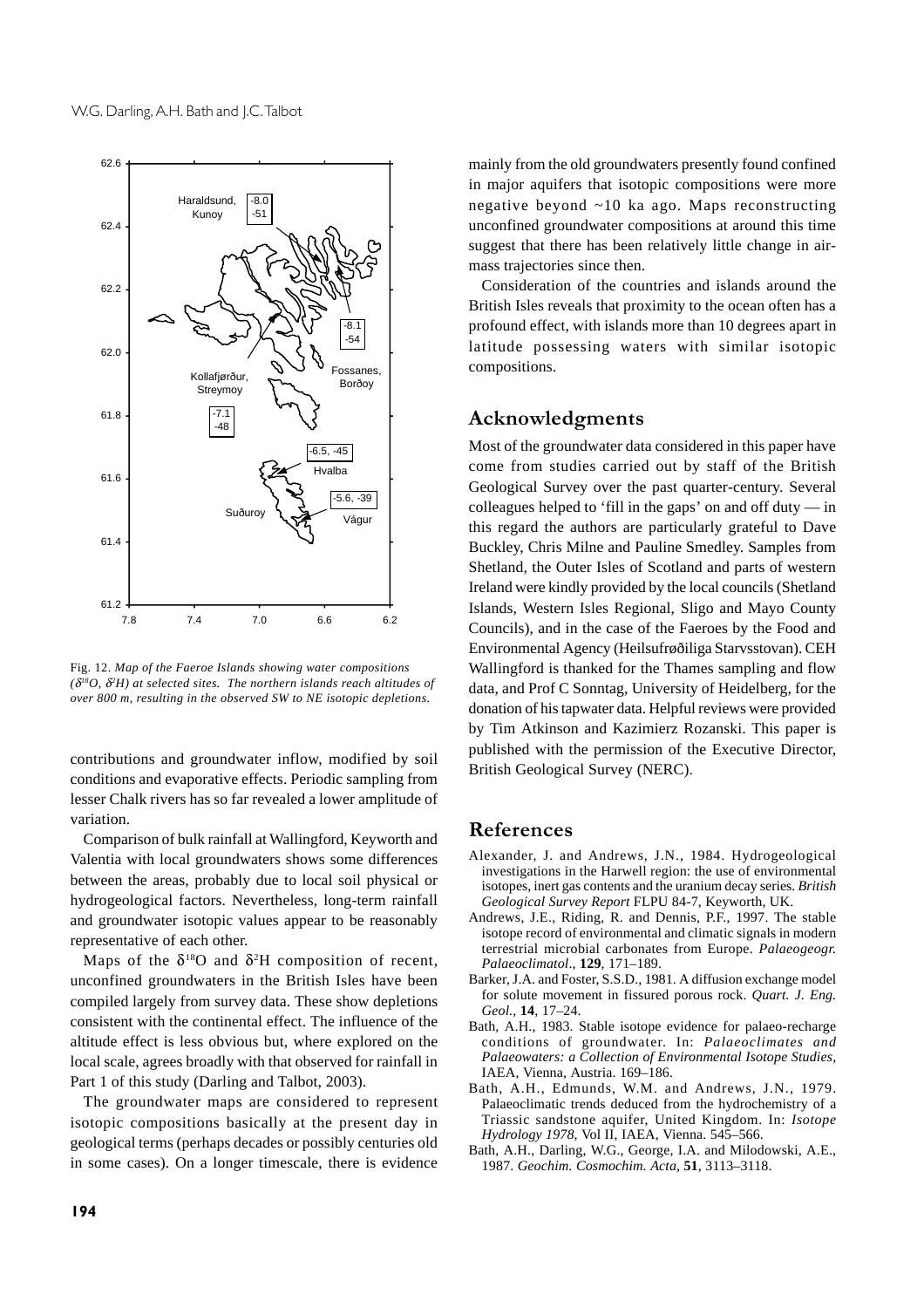Fig. 12. *Map of the Faeroe Islands showing water compositions ($\delta^{18}O$, $\delta^{2}H$) at selected sites. The northern islands reach altitudes of over 800 m, resulting in the observed SW to NE isotopic depletions.*

contributions and groundwater inflow, modified by soil conditions and evaporative effects. Periodic sampling from lesser Chalk rivers has so far revealed a lower amplitude of variation.

Comparison of bulk rainfall at Wallingford, Keyworth and Valentia with local groundwaters shows some differences between the areas, probably due to local soil physical or hydrogeological factors. Nevertheless, long-term rainfall and groundwater isotopic values appear to be reasonably representative of each other.

Maps of the $\delta^{18}$O and $\delta^{2}$H composition of recent, unconfined groundwaters in the British Isles have been compiled largely from survey data. These show depletions consistent with the continental effect. The influence of the altitude effect is less obvious but, where explored on the local scale, agrees broadly with that observed for rainfall in Part 1 of this study (Darling and Talbot, 2003).

The groundwater maps are considered to represent isotopic compositions basically at the present day in geological terms (perhaps decades or possibly centuries old in some cases). On a longer timescale, there is evidence mainly from the old groundwaters presently found confined in major aquifers that isotopic compositions were more negative beyond ~10 ka ago. Maps reconstructing unconfined groundwater compositions at around this time suggest that there has been relatively little change in air-mass trajectories since then.

Consideration of the countries and islands around the British Isles reveals that proximity to the ocean often has a profound effect, with islands more than 10 degrees apart in latitude possessing waters with similar isotopic compositions.

## Acknowledgments

Most of the groundwater data considered in this paper have come from studies carried out by staff of the British Geological Survey over the past quarter-century. Several colleagues helped to 'fill in the gaps' on and off duty — in this regard the authors are particularly grateful to Dave Buckley, Chris Milne and Pauline Smedley. Samples from Shetland, the Outer Isles of Scotland and parts of western Ireland were kindly provided by the local councils (Shetland Islands, Western Isles Regional, Sligo and Mayo County Councils), and in the case of the Faeroes by the Food and Environmental Agency (Heilsufrøðiliga Starvsstovan). CEH Wallingford is thanked for the Thames sampling and flow data, and Prof C Sonntag, University of Heidelberg, for the donation of his tapwater data. Helpful reviews were provided by Tim Atkinson and Kazimierz Rozanski. This paper is published with the permission of the Executive Director, British Geological Survey (NERC).

## References

Alexander, J. and Andrews, J.N., 1984. Hydrogeological investigations in the Harwell region: the use of environmental isotopes, inert gas contents and the uranium decay series. *British Geological Survey Report* FLPU 84-7, Keyworth, UK.

Andrews, J.E., Riding, R. and Dennis, P.F., 1997. The stable isotope record of environmental and climatic signals in modern terrestrial microbial carbonates from Europe. *Palaeogeogr. Palaeoclimatol*., **129**, 171–189.

Barker, J.A. and Foster, S.S.D., 1981. A diffusion exchange model for solute movement in fissured porous rock. *Quart. J. Eng. Geol.*, **14**, 17–24.

Bath, A.H., 1983. Stable isotope evidence for palaeo-recharge conditions of groundwater. In: *Palaeoclimates and Palaeowaters: a Collection of Environmental Isotope Studies*, IAEA, Vienna, Austria. 169–186.

Bath, A.H., Edmunds, W.M. and Andrews, J.N., 1979. Palaeoclimatic trends deduced from the hydrochemistry of a Triassic sandstone aquifer, United Kingdom. In: *Isotope Hydrology 1978*, Vol II, IAEA, Vienna. 545–566.

Bath, A.H., Darling, W.G., George, I.A. and Milodowski, A.E., 1987. *Geochim. Cosmochim. Acta*, **51**, 3113–3118.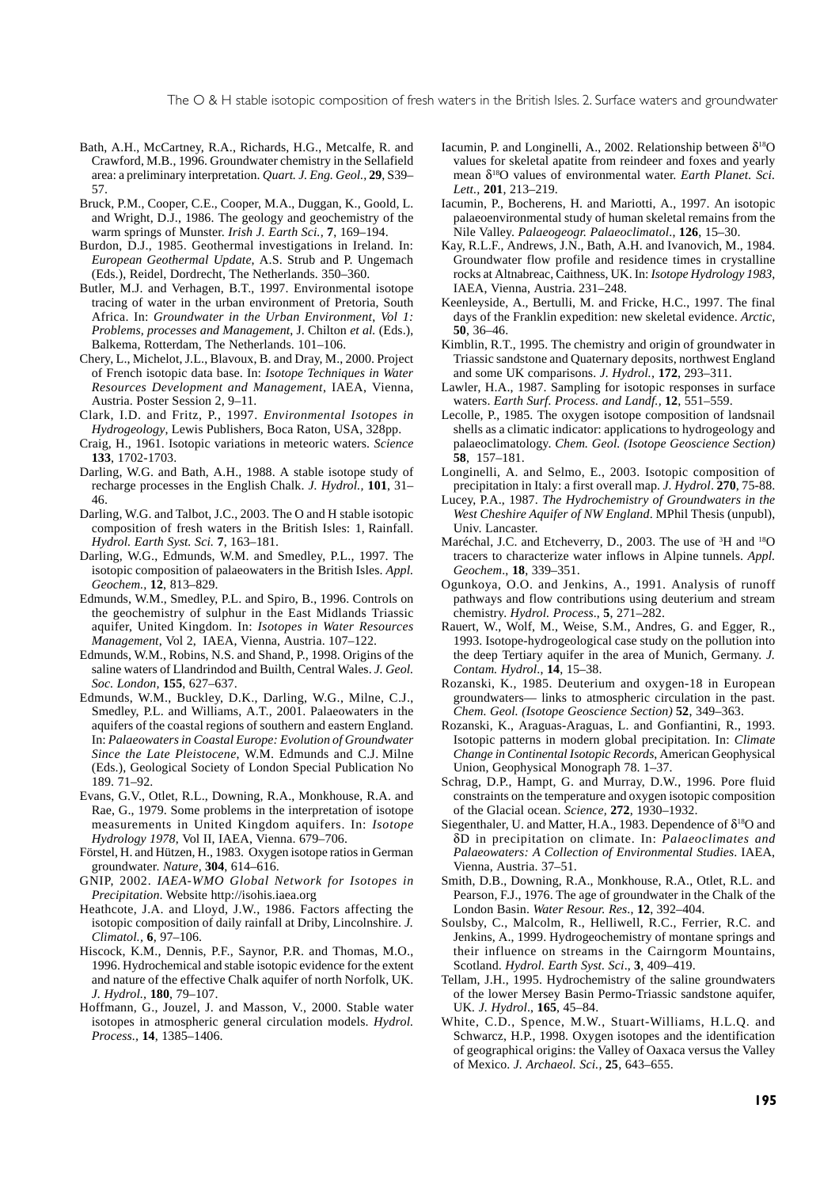Bath, A.H., McCartney, R.A., Richards, H.G., Metcalfe, R. and Crawford, M.B., 1996. Groundwater chemistry in the Sellafield area: a preliminary interpretation. *Quart. J. Eng. Geol.*, **29**, S39–57.

Bruck, P.M., Cooper, C.E., Cooper, M.A., Duggan, K., Goold, L. and Wright, D.J., 1986. The geology and geochemistry of the warm springs of Munster. *Irish J. Earth Sci.*, **7**, 169–194.

Burdon, D.J., 1985. Geothermal investigations in Ireland. In: *European Geothermal Update*, A.S. Strub and P. Ungemach (Eds.), Reidel, Dordrecht, The Netherlands. 350–360.

Butler, M.J. and Verhagen, B.T., 1997. Environmental isotope tracing of water in the urban environment of Pretoria, South Africa. In: *Groundwater in the Urban Environment, Vol 1: Problems, processes and Management*, J. Chilton *et al.* (Eds.), Balkema, Rotterdam, The Netherlands. 101–106.

Chery, L., Michelot, J.L., Blavoux, B. and Dray, M., 2000. Project of French isotopic data base. In: *Isotope Techniques in Water Resources Development and Management*, IAEA, Vienna, Austria. Poster Session 2, 9–11.

Clark, I.D. and Fritz, P., 1997. *Environmental Isotopes in Hydrogeology*, Lewis Publishers, Boca Raton, USA, 328pp.

Craig, H., 1961. Isotopic variations in meteoric waters. *Science* **133**, 1702-1703.

Darling, W.G. and Bath, A.H., 1988. A stable isotope study of recharge processes in the English Chalk. *J. Hydrol.*, **101**, 31–46.

Darling, W.G. and Talbot, J.C., 2003. The O and H stable isotopic composition of fresh waters in the British Isles: 1, Rainfall. *Hydrol. Earth Syst. Sci.* **7**, 163–181.

Darling, W.G., Edmunds, W.M. and Smedley, P.L., 1997. The isotopic composition of palaeowaters in the British Isles. *Appl. Geochem.*, **12**, 813–829.

Edmunds, W.M., Smedley, P.L. and Spiro, B., 1996. Controls on the geochemistry of sulphur in the East Midlands Triassic aquifer, United Kingdom. In: *Isotopes in Water Resources Management*, Vol 2, IAEA, Vienna, Austria. 107–122.

Edmunds, W.M., Robins, N.S. and Shand, P., 1998. Origins of the saline waters of Llandrindod and Builth, Central Wales. *J. Geol. Soc. London*, **155**, 627–637.

Edmunds, W.M., Buckley, D.K., Darling, W.G., Milne, C.J., Smedley, P.L. and Williams, A.T., 2001. Palaeowaters in the aquifers of the coastal regions of southern and eastern England. In: *Palaeowaters in Coastal Europe: Evolution of Groundwater Since the Late Pleistocene*, W.M. Edmunds and C.J. Milne (Eds.), Geological Society of London Special Publication No 189. 71–92.

Evans, G.V., Otlet, R.L., Downing, R.A., Monkhouse, R.A. and Rae, G., 1979. Some problems in the interpretation of isotope measurements in United Kingdom aquifers. In: *Isotope Hydrology 1978*, Vol II, IAEA, Vienna. 679–706.

Förstel, H. and Hützen, H., 1983. Oxygen isotope ratios in German groundwater. *Nature*, **304**, 614–616.

GNIP, 2002. *IAEA-WMO Global Network for Isotopes in Precipitation*. Website http://isohis.iaea.org

Heathcote, J.A. and Lloyd, J.W., 1986. Factors affecting the isotopic composition of daily rainfall at Driby, Lincolnshire. *J. Climatol.*, **6**, 97–106.

Hiscock, K.M., Dennis, P.F., Saynor, P.R. and Thomas, M.O., 1996. Hydrochemical and stable isotopic evidence for the extent and nature of the effective Chalk aquifer of north Norfolk, UK. *J. Hydrol.*, **180**, 79–107.

Hoffmann, G., Jouzel, J. and Masson, V., 2000. Stable water isotopes in atmospheric general circulation models. *Hydrol. Process.*, **14**, 1385–1406.

Iacumin, P. and Longinelli, A., 2002. Relationship between $\delta^{18}O$ values for skeletal apatite from reindeer and foxes and yearly mean $\delta^{18}O$ values of environmental water. *Earth Planet. Sci. Lett.*, **201**, 213–219.

Iacumin, P., Bocherens, H. and Mariotti, A., 1997. An isotopic palaeoenvironmental study of human skeletal remains from the Nile Valley. *Palaeogeogr. Palaeoclimatol*., **126**, 15–30.

Kay, R.L.F., Andrews, J.N., Bath, A.H. and Ivanovich, M., 1984. Groundwater flow profile and residence times in crystalline rocks at Altnabreac, Caithness, UK. In: *Isotope Hydrology 1983*, IAEA, Vienna, Austria. 231–248.

Keenleyside, A., Bertulli, M. and Fricke, H.C., 1997. The final days of the Franklin expedition: new skeletal evidence. *Arctic*, **50**, 36–46.

Kimblin, R.T., 1995. The chemistry and origin of groundwater in Triassic sandstone and Quaternary deposits, northwest England and some UK comparisons. *J. Hydrol.*, **172**, 293–311.

Lawler, H.A., 1987. Sampling for isotopic responses in surface waters. *Earth Surf. Process. and Landf.*, **12**, 551–559.

Lecolle, P., 1985. The oxygen isotope composition of landsnail shells as a climatic indicator: applications to hydrogeology and palaeoclimatology. *Chem. Geol. (Isotope Geoscience Section)* **58**, 157–181.

Longinelli, A. and Selmo, E., 2003. Isotopic composition of precipitation in Italy: a first overall map. *J. Hydrol*. **270**, 75-88.

Lucey, P.A., 1987. *The Hydrochemistry of Groundwaters in the West Cheshire Aquifer of NW England*. MPhil Thesis (unpubl), Univ. Lancaster.

Maréchal, J.C. and Etcheverry, D., 2003. The use of $^{3}H$ and $^{18}O$ tracers to characterize water inflows in Alpine tunnels. *Appl. Geochem*., **18**, 339–351.

Ogunkoya, O.O. and Jenkins, A., 1991. Analysis of runoff pathways and flow contributions using deuterium and stream chemistry. *Hydrol. Process.*, **5**, 271–282.

Rauert, W., Wolf, M., Weise, S.M., Andres, G. and Egger, R., 1993. Isotope-hydrogeological case study on the pollution into the deep Tertiary aquifer in the area of Munich, Germany. *J. Contam. Hydrol.*, **14**, 15–38.

Rozanski, K., 1985. Deuterium and oxygen-18 in European groundwaters— links to atmospheric circulation in the past. *Chem. Geol. (Isotope Geoscience Section)* **52**, 349–363.

Rozanski, K., Araguas-Araguas, L. and Gonfiantini, R., 1993. Isotopic patterns in modern global precipitation. In: *Climate Change in Continental Isotopic Records*, American Geophysical Union, Geophysical Monograph 78. 1–37.

Schrag, D.P., Hampt, G. and Murray, D.W., 1996. Pore fluid constraints on the temperature and oxygen isotopic composition of the Glacial ocean. *Science*, **272**, 1930–1932.

Siegenthaler, U. and Matter, H.A., 1983. Dependence of $\delta^{18}O$ and $\delta D$ in precipitation on climate. In: *Palaeoclimates and Palaeowaters: A Collection of Environmental Studies*. IAEA, Vienna, Austria. 37–51.

Smith, D.B., Downing, R.A., Monkhouse, R.A., Otlet, R.L. and Pearson, F.J., 1976. The age of groundwater in the Chalk of the London Basin. *Water Resour. Res.*, **12**, 392–404.

Soulsby, C., Malcolm, R., Helliwell, R.C., Ferrier, R.C. and Jenkins, A., 1999. Hydrogeochemistry of montane springs and their influence on streams in the Cairngorm Mountains, Scotland. *Hydrol. Earth Syst. Sci*., **3**, 409–419.

Tellam, J.H., 1995. Hydrochemistry of the saline groundwaters of the lower Mersey Basin Permo-Triassic sandstone aquifer, UK. *J. Hydrol*., **165**, 45–84.

White, C.D., Spence, M.W., Stuart-Williams, H.L.Q. and Schwarcz, H.P., 1998. Oxygen isotopes and the identification of geographical origins: the Valley of Oaxaca versus the Valley of Mexico. *J. Archaeol. Sci.*, **25**, 643–655.